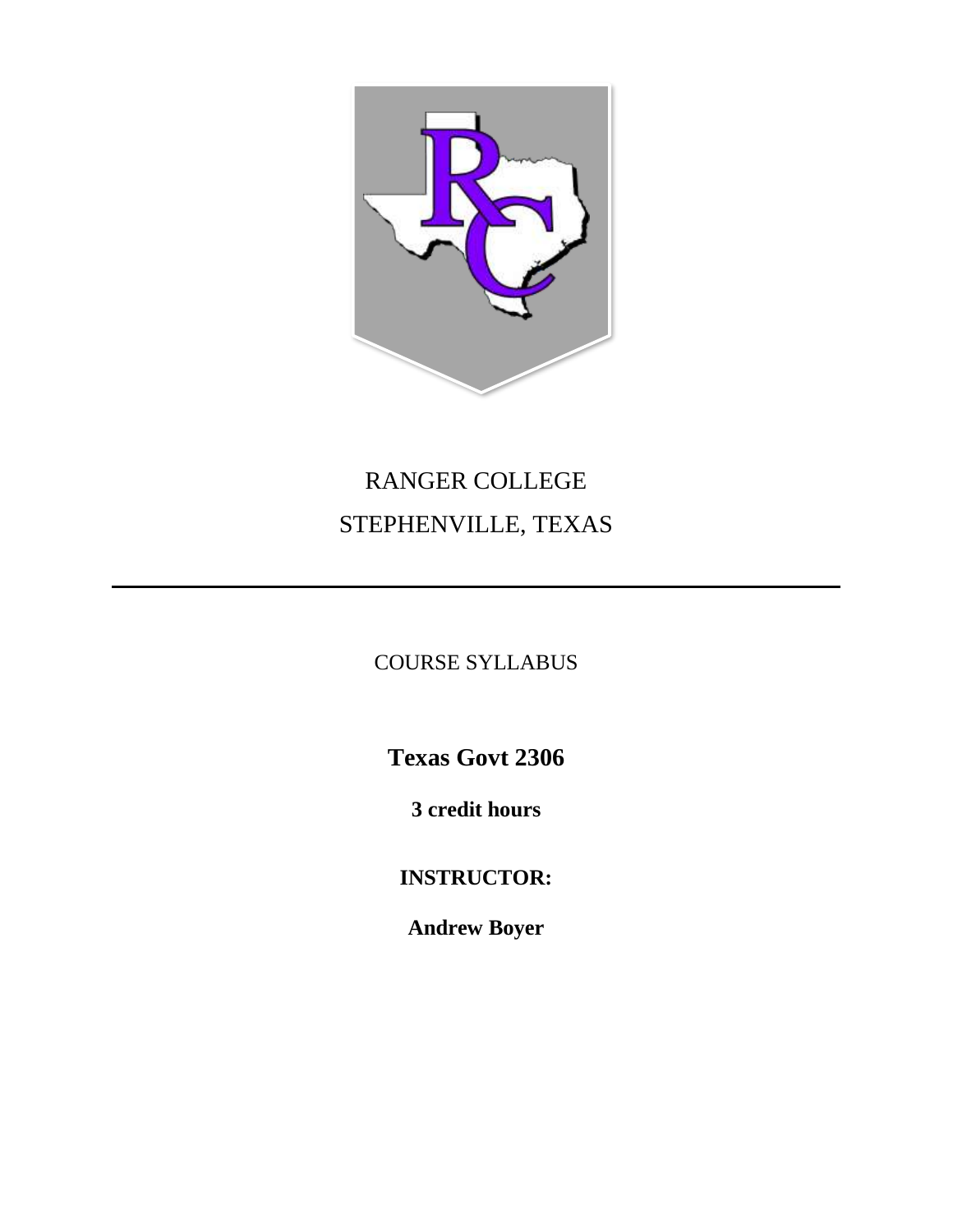RANGER COLLEGE

STEPHENVILLE, TEXAS

---

COURSE SYLLABUS

# Texas Govt 2306

**3 credit hours**

**INSTRUCTOR:**

**Andrew Boyer**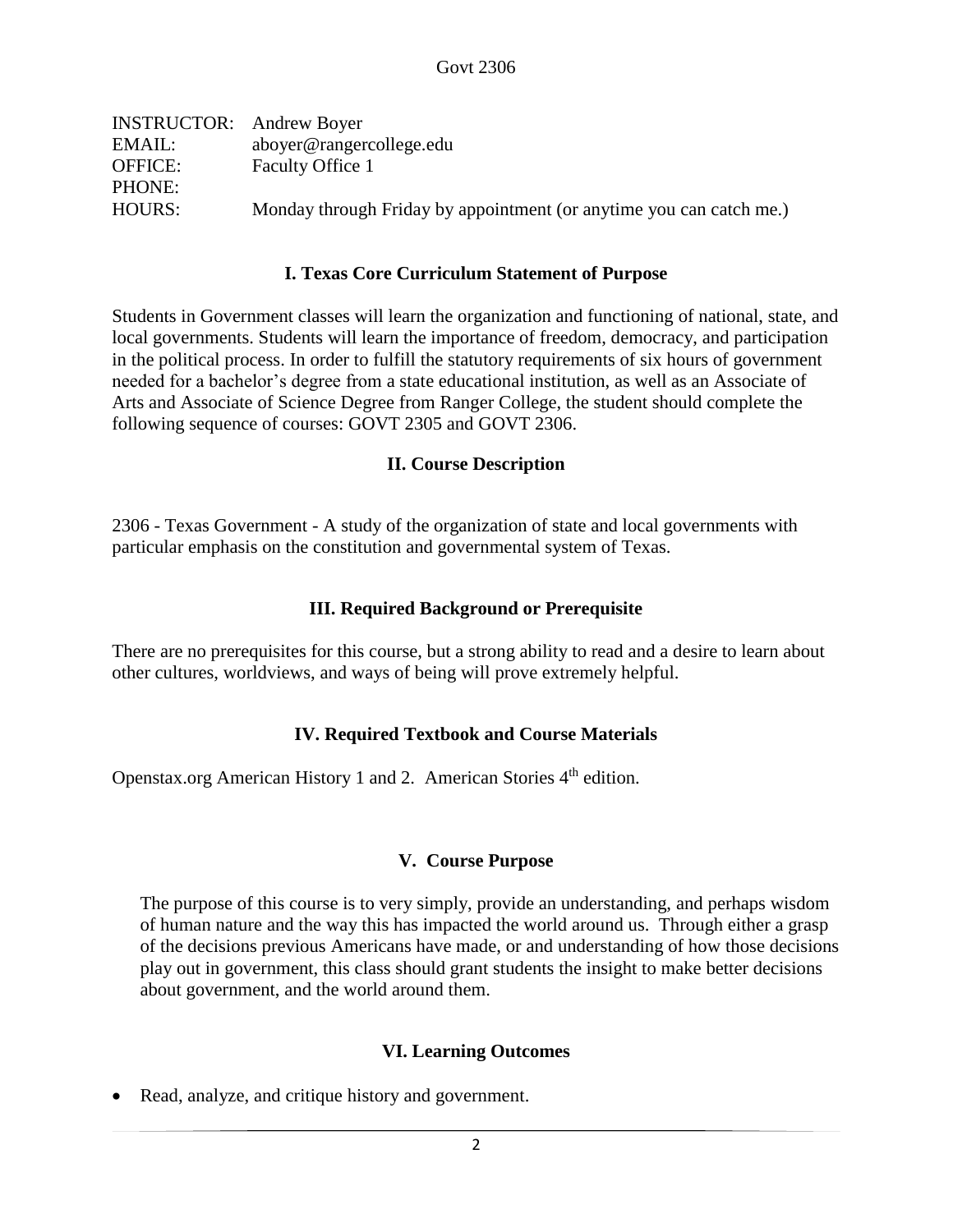Govt 2306

| | |
|---|---|
| INSTRUCTOR: | Andrew Boyer |
| EMAIL: | aboyer@rangercollege.edu |
| OFFICE: | Faculty Office 1 |
| PHONE: | |
| HOURS: | Monday through Friday by appointment (or anytime you can catch me.) |

## I. Texas Core Curriculum Statement of Purpose

Students in Government classes will learn the organization and functioning of national, state, and local governments. Students will learn the importance of freedom, democracy, and participation in the political process. In order to fulfill the statutory requirements of six hours of government needed for a bachelor's degree from a state educational institution, as well as an Associate of Arts and Associate of Science Degree from Ranger College, the student should complete the following sequence of courses: GOVT 2305 and GOVT 2306.

## II. Course Description

2306 - Texas Government - A study of the organization of state and local governments with particular emphasis on the constitution and governmental system of Texas.

## III. Required Background or Prerequisite

There are no prerequisites for this course, but a strong ability to read and a desire to learn about other cultures, worldviews, and ways of being will prove extremely helpful.

## IV. Required Textbook and Course Materials

Openstax.org American History 1 and 2. American Stories 4th edition.

## V. Course Purpose

The purpose of this course is to very simply, provide an understanding, and perhaps wisdom of human nature and the way this has impacted the world around us. Through either a grasp of the decisions previous Americans have made, or and understanding of how those decisions play out in government, this class should grant students the insight to make better decisions about government, and the world around them.

## VI. Learning Outcomes

- Read, analyze, and critique history and government.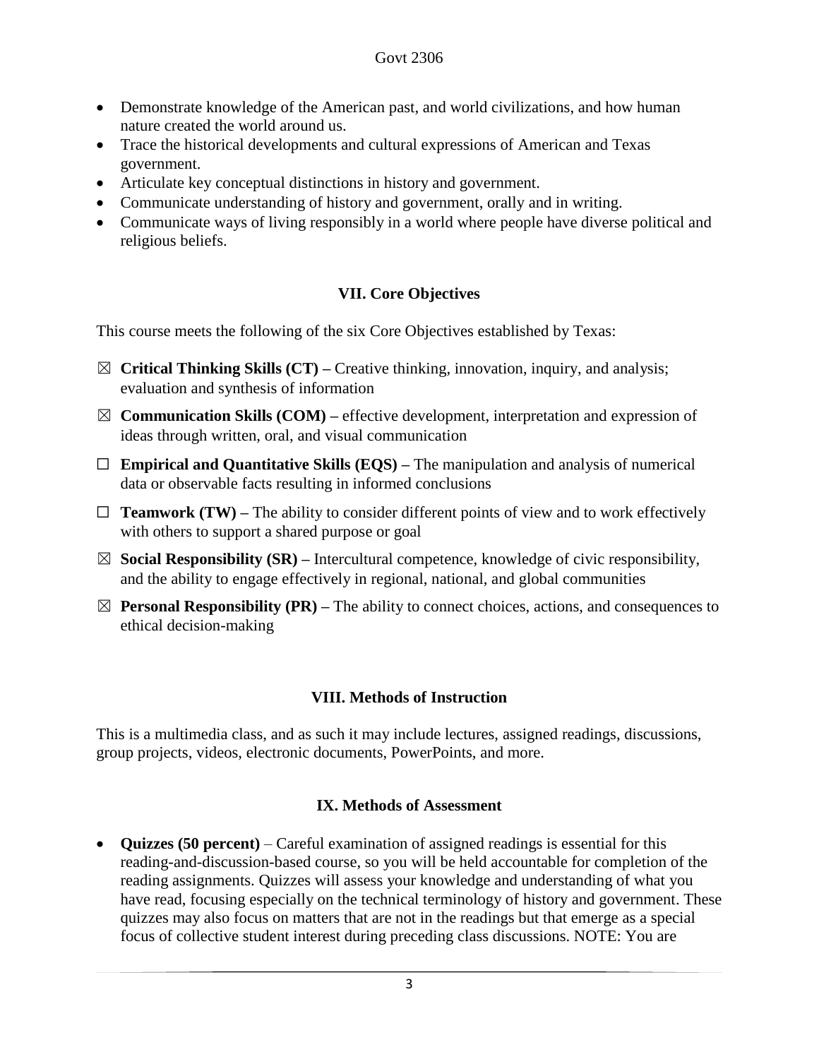- Demonstrate knowledge of the American past, and world civilizations, and how human nature created the world around us.
- Trace the historical developments and cultural expressions of American and Texas government.
- Articulate key conceptual distinctions in history and government.
- Communicate understanding of history and government, orally and in writing.
- Communicate ways of living responsibly in a world where people have diverse political and religious beliefs.

## VII. Core Objectives

This course meets the following of the six Core Objectives established by Texas:

☒ **Critical Thinking Skills (CT) –** Creative thinking, innovation, inquiry, and analysis; evaluation and synthesis of information

☒ **Communication Skills (COM) –** effective development, interpretation and expression of ideas through written, oral, and visual communication

☐ **Empirical and Quantitative Skills (EQS) –** The manipulation and analysis of numerical data or observable facts resulting in informed conclusions

☐ **Teamwork (TW) –** The ability to consider different points of view and to work effectively with others to support a shared purpose or goal

☒ **Social Responsibility (SR) –** Intercultural competence, knowledge of civic responsibility, and the ability to engage effectively in regional, national, and global communities

☒ **Personal Responsibility (PR) –** The ability to connect choices, actions, and consequences to ethical decision-making

## VIII. Methods of Instruction

This is a multimedia class, and as such it may include lectures, assigned readings, discussions, group projects, videos, electronic documents, PowerPoints, and more.

## IX. Methods of Assessment

- **Quizzes (50 percent)** – Careful examination of assigned readings is essential for this reading-and-discussion-based course, so you will be held accountable for completion of the reading assignments. Quizzes will assess your knowledge and understanding of what you have read, focusing especially on the technical terminology of history and government. These quizzes may also focus on matters that are not in the readings but that emerge as a special focus of collective student interest during preceding class discussions. NOTE: You are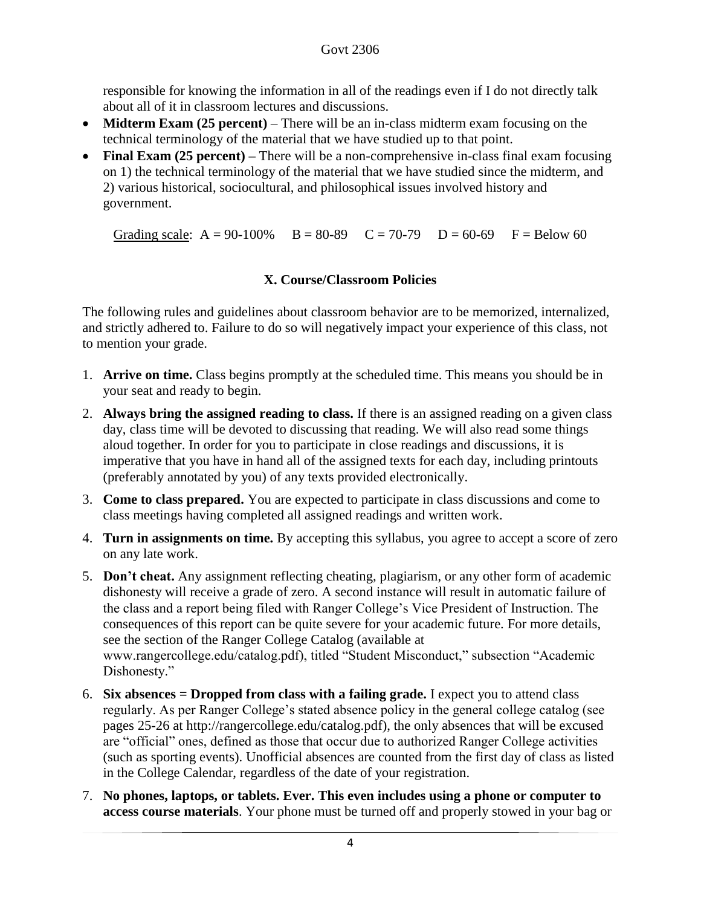responsible for knowing the information in all of the readings even if I do not directly talk about all of it in classroom lectures and discussions.

- **Midterm Exam (25 percent)** – There will be an in-class midterm exam focusing on the technical terminology of the material that we have studied up to that point.
- **Final Exam (25 percent) –** There will be a non-comprehensive in-class final exam focusing on 1) the technical terminology of the material that we have studied since the midterm, and 2) various historical, sociocultural, and philosophical issues involved history and government.

Grading scale: A = 90-100% B = 80-89 C = 70-79 D = 60-69 F = Below 60

## X. Course/Classroom Policies

The following rules and guidelines about classroom behavior are to be memorized, internalized, and strictly adhered to. Failure to do so will negatively impact your experience of this class, not to mention your grade.

1. **Arrive on time.** Class begins promptly at the scheduled time. This means you should be in your seat and ready to begin.
2. **Always bring the assigned reading to class.** If there is an assigned reading on a given class day, class time will be devoted to discussing that reading. We will also read some things aloud together. In order for you to participate in close readings and discussions, it is imperative that you have in hand all of the assigned texts for each day, including printouts (preferably annotated by you) of any texts provided electronically.
3. **Come to class prepared.** You are expected to participate in class discussions and come to class meetings having completed all assigned readings and written work.
4. **Turn in assignments on time.** By accepting this syllabus, you agree to accept a score of zero on any late work.
5. **Don't cheat.** Any assignment reflecting cheating, plagiarism, or any other form of academic dishonesty will receive a grade of zero. A second instance will result in automatic failure of the class and a report being filed with Ranger College's Vice President of Instruction. The consequences of this report can be quite severe for your academic future. For more details, see the section of the Ranger College Catalog (available at www.rangercollege.edu/catalog.pdf), titled "Student Misconduct," subsection "Academic Dishonesty."
6. **Six absences = Dropped from class with a failing grade.** I expect you to attend class regularly. As per Ranger College's stated absence policy in the general college catalog (see pages 25-26 at http://rangercollege.edu/catalog.pdf), the only absences that will be excused are "official" ones, defined as those that occur due to authorized Ranger College activities (such as sporting events). Unofficial absences are counted from the first day of class as listed in the College Calendar, regardless of the date of your registration.
7. **No phones, laptops, or tablets. Ever. This even includes using a phone or computer to access course materials**. Your phone must be turned off and properly stowed in your bag or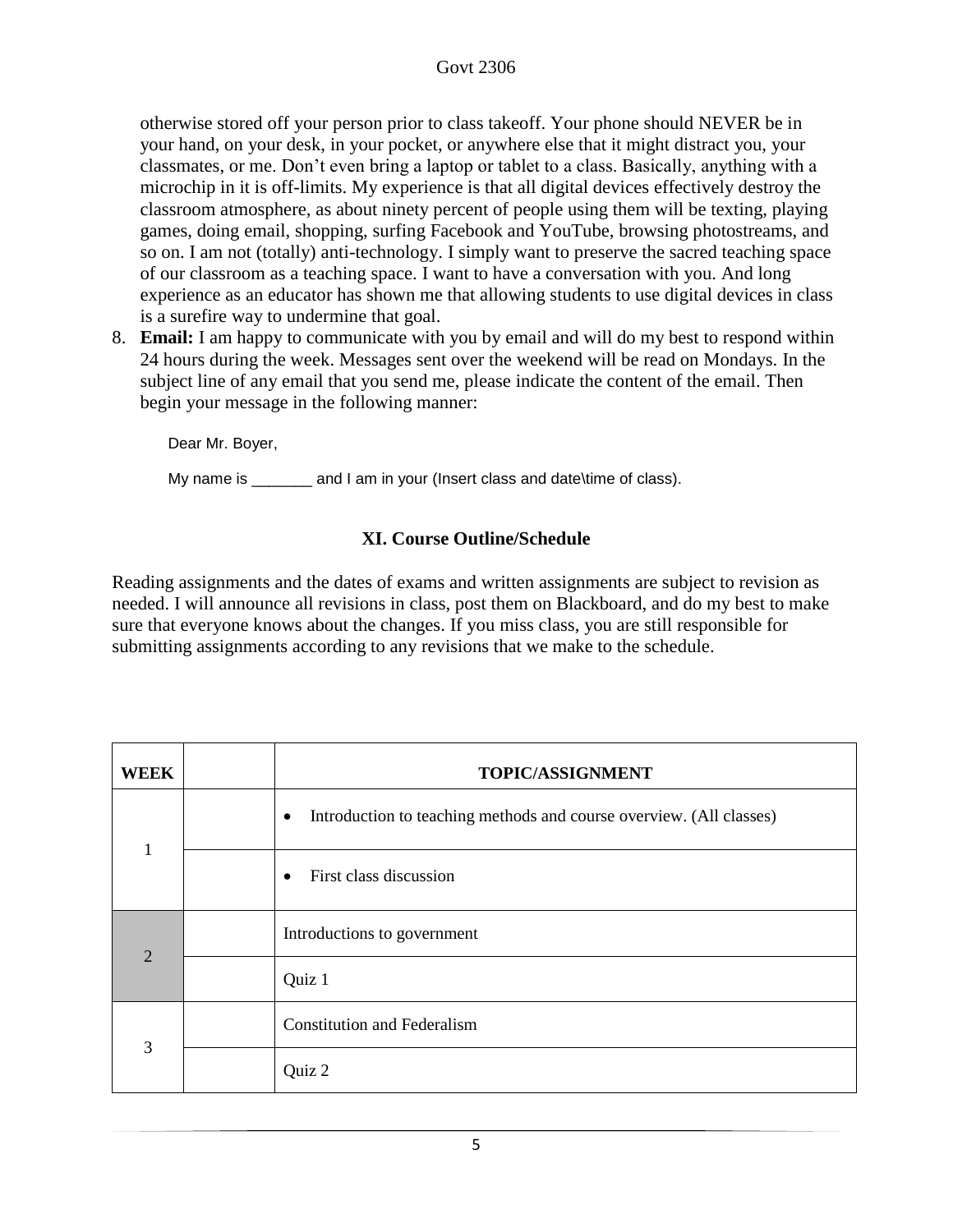otherwise stored off your person prior to class takeoff. Your phone should NEVER be in your hand, on your desk, in your pocket, or anywhere else that it might distract you, your classmates, or me. Don't even bring a laptop or tablet to a class. Basically, anything with a microchip in it is off-limits. My experience is that all digital devices effectively destroy the classroom atmosphere, as about ninety percent of people using them will be texting, playing games, doing email, shopping, surfing Facebook and YouTube, browsing photostreams, and so on. I am not (totally) anti-technology. I simply want to preserve the sacred teaching space of our classroom as a teaching space. I want to have a conversation with you. And long experience as an educator has shown me that allowing students to use digital devices in class is a surefire way to undermine that goal.

8. **Email:** I am happy to communicate with you by email and will do my best to respond within 24 hours during the week. Messages sent over the weekend will be read on Mondays. In the subject line of any email that you send me, please indicate the content of the email. Then begin your message in the following manner:

   Dear Mr. Boyer,

   My name is _______ and I am in your (Insert class and date\time of class).

## XI. Course Outline/Schedule

Reading assignments and the dates of exams and written assignments are subject to revision as needed. I will announce all revisions in class, post them on Blackboard, and do my best to make sure that everyone knows about the changes. If you miss class, you are still responsible for submitting assignments according to any revisions that we make to the schedule.

| WEEK | | TOPIC/ASSIGNMENT |
|---|---|---|
| 1 | | • Introduction to teaching methods and course overview. (All classes) |
| | | • First class discussion |
| 2 | | Introductions to government |
| | | Quiz 1 |
| 3 | | Constitution and Federalism |
| | | Quiz 2 |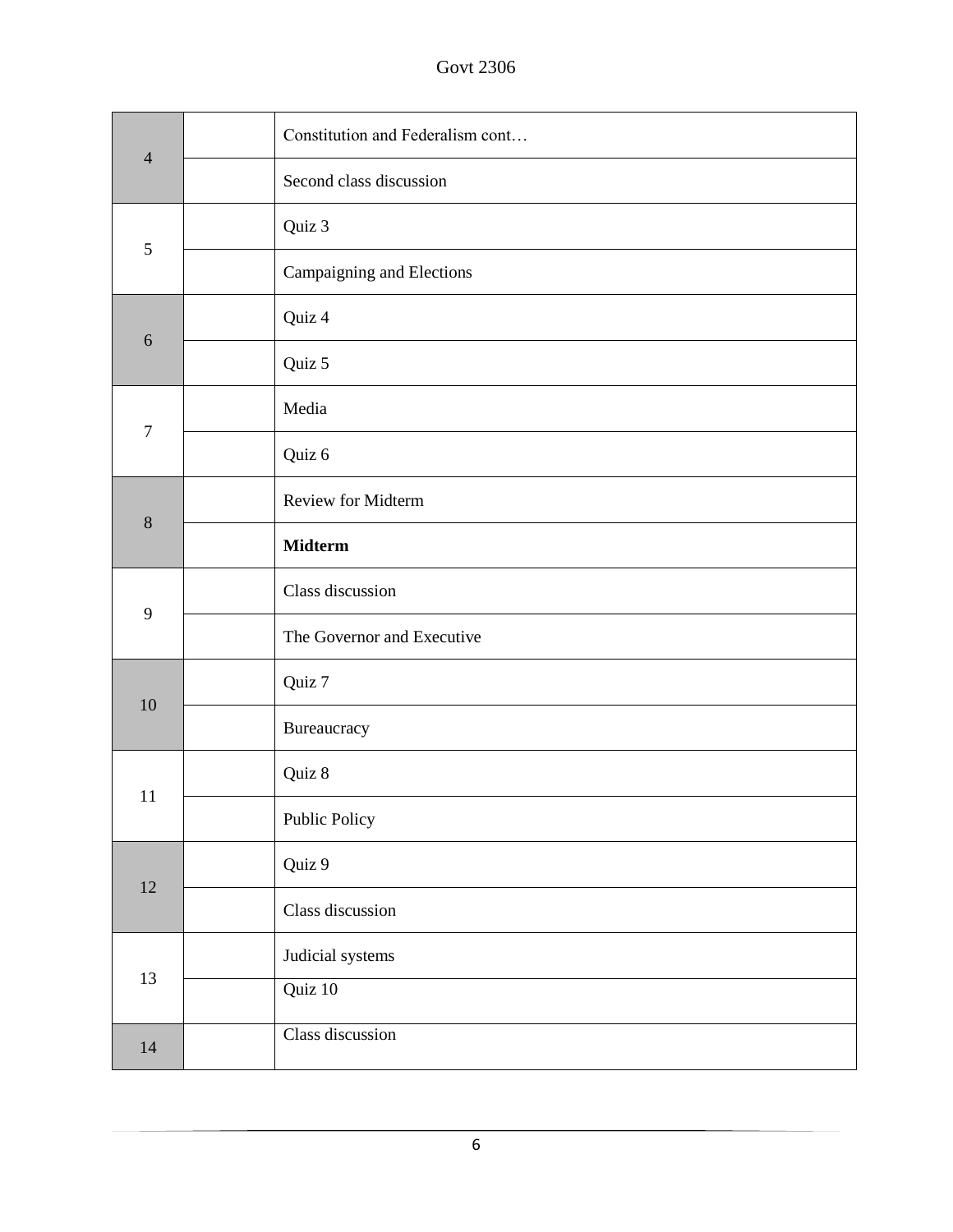| | | |
|---|---|---|
| 4 | | Constitution and Federalism cont… |
| | | Second class discussion |
| 5 | | Quiz 3 |
| | | Campaigning and Elections |
| 6 | | Quiz 4 |
| | | Quiz 5 |
| 7 | | Media |
| | | Quiz 6 |
| 8 | | Review for Midterm |
| | | **Midterm** |
| 9 | | Class discussion |
| | | The Governor and Executive |
| 10 | | Quiz 7 |
| | | Bureaucracy |
| 11 | | Quiz 8 |
| | | Public Policy |
| 12 | | Quiz 9 |
| | | Class discussion |
| 13 | | Judicial systems |
| | | Quiz 10 |
| 14 | | Class discussion |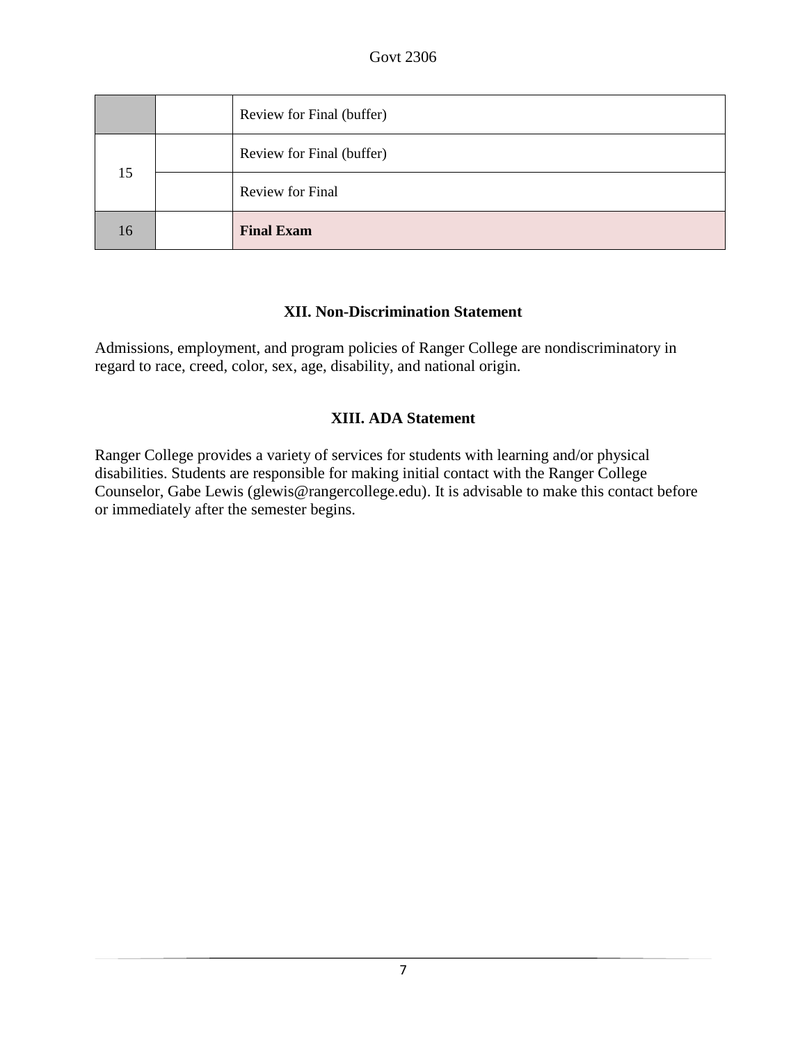| | | |
|---|---|---|
| | | Review for Final (buffer) |
| 15 | | Review for Final (buffer) |
| | | Review for Final |
| 16 | | **Final Exam** |

## XII. Non-Discrimination Statement

Admissions, employment, and program policies of Ranger College are nondiscriminatory in regard to race, creed, color, sex, age, disability, and national origin.

## XIII. ADA Statement

Ranger College provides a variety of services for students with learning and/or physical disabilities. Students are responsible for making initial contact with the Ranger College Counselor, Gabe Lewis (glewis@rangercollege.edu). It is advisable to make this contact before or immediately after the semester begins.